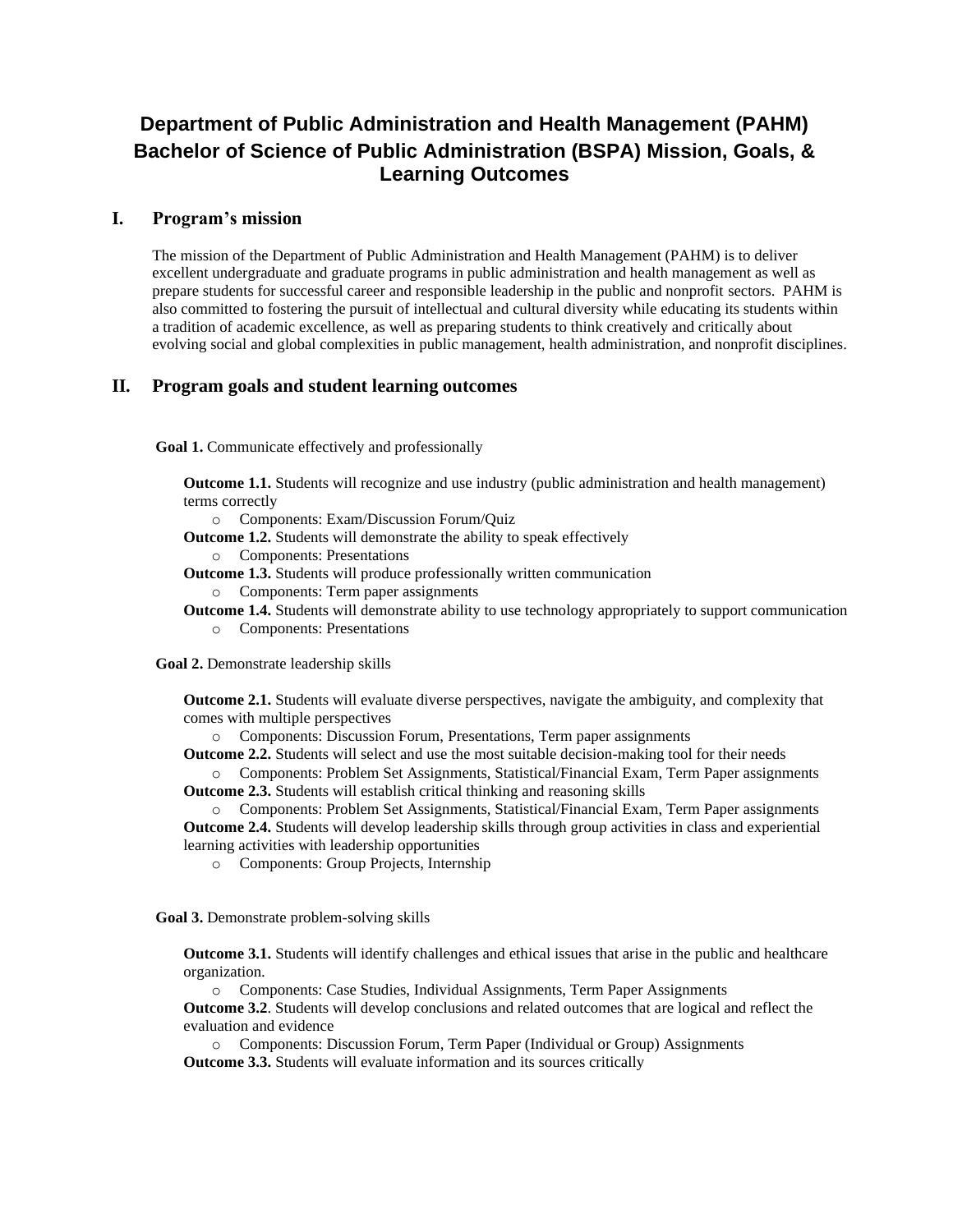# Department of Public Administration and Health Management (PAHM) Bachelor of Science of Public Administration (BSPA) Mission, Goals, & Learning Outcomes

## I. Program's mission

The mission of the Department of Public Administration and Health Management (PAHM) is to deliver excellent undergraduate and graduate programs in public administration and health management as well as prepare students for successful career and responsible leadership in the public and nonprofit sectors. PAHM is also committed to fostering the pursuit of intellectual and cultural diversity while educating its students within a tradition of academic excellence, as well as preparing students to think creatively and critically about evolving social and global complexities in public management, health administration, and nonprofit disciplines.

## II. Program goals and student learning outcomes

**Goal 1.** Communicate effectively and professionally

**Outcome 1.1.** Students will recognize and use industry (public administration and health management) terms correctly

- Components: Exam/Discussion Forum/Quiz

**Outcome 1.2.** Students will demonstrate the ability to speak effectively

- Components: Presentations

**Outcome 1.3.** Students will produce professionally written communication

- Components: Term paper assignments

**Outcome 1.4.** Students will demonstrate ability to use technology appropriately to support communication

- Components: Presentations

**Goal 2.** Demonstrate leadership skills

**Outcome 2.1.** Students will evaluate diverse perspectives, navigate the ambiguity, and complexity that comes with multiple perspectives

- Components: Discussion Forum, Presentations, Term paper assignments

**Outcome 2.2.** Students will select and use the most suitable decision-making tool for their needs

- Components: Problem Set Assignments, Statistical/Financial Exam, Term Paper assignments

**Outcome 2.3.** Students will establish critical thinking and reasoning skills

- Components: Problem Set Assignments, Statistical/Financial Exam, Term Paper assignments

**Outcome 2.4.** Students will develop leadership skills through group activities in class and experiential learning activities with leadership opportunities

- Components: Group Projects, Internship

**Goal 3.** Demonstrate problem-solving skills

**Outcome 3.1.** Students will identify challenges and ethical issues that arise in the public and healthcare organization.

- Components: Case Studies, Individual Assignments, Term Paper Assignments

**Outcome 3.2**. Students will develop conclusions and related outcomes that are logical and reflect the evaluation and evidence

- Components: Discussion Forum, Term Paper (Individual or Group) Assignments

**Outcome 3.3.** Students will evaluate information and its sources critically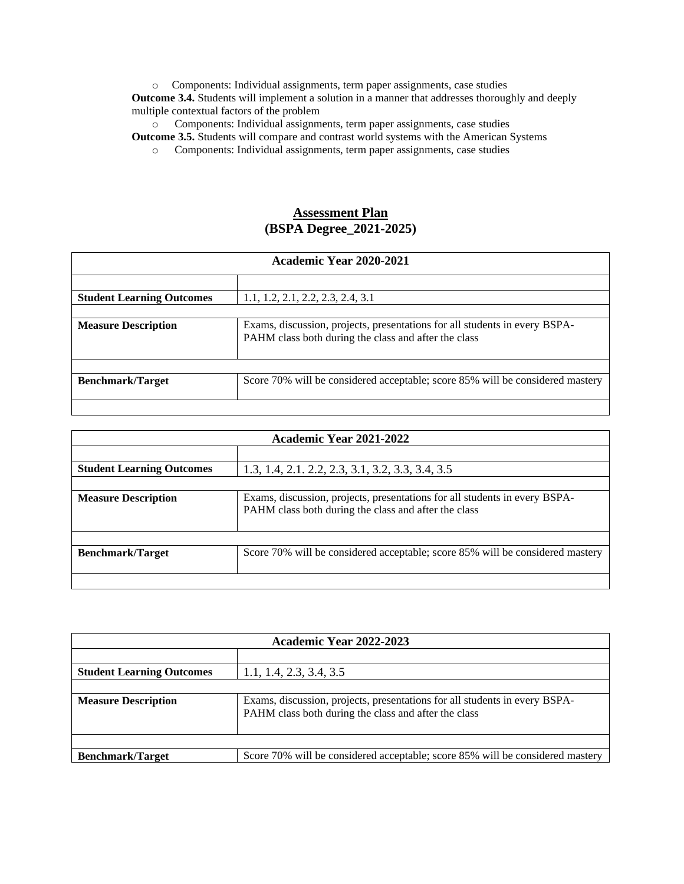- Components: Individual assignments, term paper assignments, case studies

**Outcome 3.4.** Students will implement a solution in a manner that addresses thoroughly and deeply multiple contextual factors of the problem

- Components: Individual assignments, term paper assignments, case studies

**Outcome 3.5.** Students will compare and contrast world systems with the American Systems

- Components: Individual assignments, term paper assignments, case studies

## Assessment Plan
## (BSPA Degree_2021-2025)

| Academic Year 2020-2021 | |
|---|---|
| | |
| **Student Learning Outcomes** | 1.1, 1.2, 2.1, 2.2, 2.3, 2.4, 3.1 |
| | |
| **Measure Description** | Exams, discussion, projects, presentations for all students in every BSPA-PAHM class both during the class and after the class |
| | |
| **Benchmark/Target** | Score 70% will be considered acceptable; score 85% will be considered mastery |
| | |

| Academic Year 2021-2022 | |
|---|---|
| | |
| **Student Learning Outcomes** | 1.3, 1.4, 2.1. 2.2, 2.3, 3.1, 3.2, 3.3, 3.4, 3.5 |
| | |
| **Measure Description** | Exams, discussion, projects, presentations for all students in every BSPA-PAHM class both during the class and after the class |
| | |
| **Benchmark/Target** | Score 70% will be considered acceptable; score 85% will be considered mastery |
| | |

| Academic Year 2022-2023 | |
|---|---|
| | |
| **Student Learning Outcomes** | 1.1, 1.4, 2.3, 3.4, 3.5 |
| | |
| **Measure Description** | Exams, discussion, projects, presentations for all students in every BSPA-PAHM class both during the class and after the class |
| | |
| **Benchmark/Target** | Score 70% will be considered acceptable; score 85% will be considered mastery |